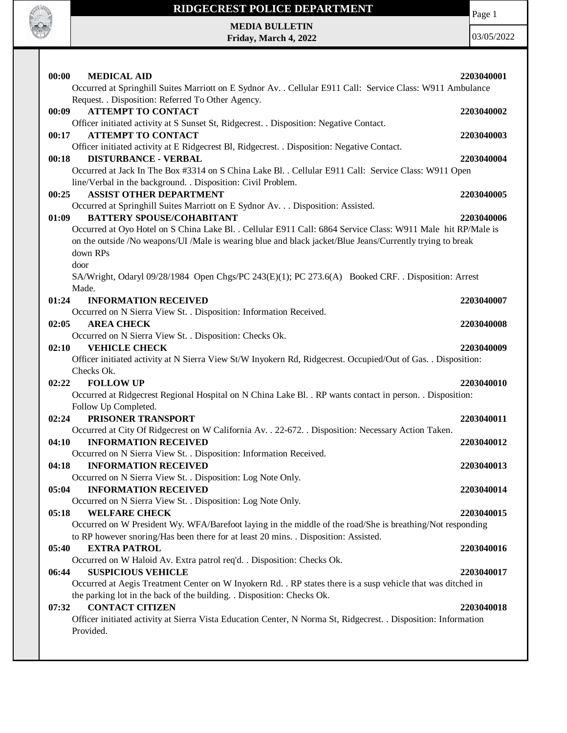# RIDGECREST POLICE DEPARTMENT

**MEDIA BULLETIN**
**Friday, March 4, 2022**

03/05/2022

**00:00 MEDICAL AID** **2203040001**
Occurred at Springhill Suites Marriott on E Sydnor Av. . Cellular E911 Call: Service Class: W911 Ambulance Request. . Disposition: Referred To Other Agency.

**00:09 ATTEMPT TO CONTACT** **2203040002**
Officer initiated activity at S Sunset St, Ridgecrest. . Disposition: Negative Contact.

**00:17 ATTEMPT TO CONTACT** **2203040003**
Officer initiated activity at E Ridgecrest Bl, Ridgecrest. . Disposition: Negative Contact.

**00:18 DISTURBANCE - VERBAL** **2203040004**
Occurred at Jack In The Box #3314 on S China Lake Bl. . Cellular E911 Call: Service Class: W911 Open line/Verbal in the background. . Disposition: Civil Problem.

**00:25 ASSIST OTHER DEPARTMENT** **2203040005**
Occurred at Springhill Suites Marriott on E Sydnor Av. . . Disposition: Assisted.

**01:09 BATTERY SPOUSE/COHABITANT** **2203040006**
Occurred at Oyo Hotel on S China Lake Bl. . Cellular E911 Call: 6864 Service Class: W911 Male hit RP/Male is on the outside /No weapons/UI /Male is wearing blue and black jacket/Blue Jeans/Currently trying to break down RPs
door
SA/Wright, Odaryl 09/28/1984 Open Chgs/PC 243(E)(1); PC 273.6(A) Booked CRF. . Disposition: Arrest Made.

**01:24 INFORMATION RECEIVED** **2203040007**
Occurred on N Sierra View St. . Disposition: Information Received.

**02:05 AREA CHECK** **2203040008**
Occurred on N Sierra View St. . Disposition: Checks Ok.

**02:10 VEHICLE CHECK** **2203040009**
Officer initiated activity at N Sierra View St/W Inyokern Rd, Ridgecrest. Occupied/Out of Gas. . Disposition: Checks Ok.

**02:22 FOLLOW UP** **2203040010**
Occurred at Ridgecrest Regional Hospital on N China Lake Bl. . RP wants contact in person. . Disposition: Follow Up Completed.

**02:24 PRISONER TRANSPORT** **2203040011**
Occurred at City Of Ridgecrest on W California Av. . 22-672. . Disposition: Necessary Action Taken.

**04:10 INFORMATION RECEIVED** **2203040012**
Occurred on N Sierra View St. . Disposition: Information Received.

**04:18 INFORMATION RECEIVED** **2203040013**
Occurred on N Sierra View St. . Disposition: Log Note Only.

**05:04 INFORMATION RECEIVED** **2203040014**
Occurred on N Sierra View St. . Disposition: Log Note Only.

**05:18 WELFARE CHECK** **2203040015**
Occurred on W President Wy. WFA/Barefoot laying in the middle of the road/She is breathing/Not responding to RP however snoring/Has been there for at least 20 mins. . Disposition: Assisted.

**05:40 EXTRA PATROL** **2203040016**
Occurred on W Haloid Av. Extra patrol req'd. . Disposition: Checks Ok.

**06:44 SUSPICIOUS VEHICLE** **2203040017**
Occurred at Aegis Treatment Center on W Inyokern Rd. . RP states there is a susp vehicle that was ditched in the parking lot in the back of the building. . Disposition: Checks Ok.

**07:32 CONTACT CITIZEN** **2203040018**
Officer initiated activity at Sierra Vista Education Center, N Norma St, Ridgecrest. . Disposition: Information Provided.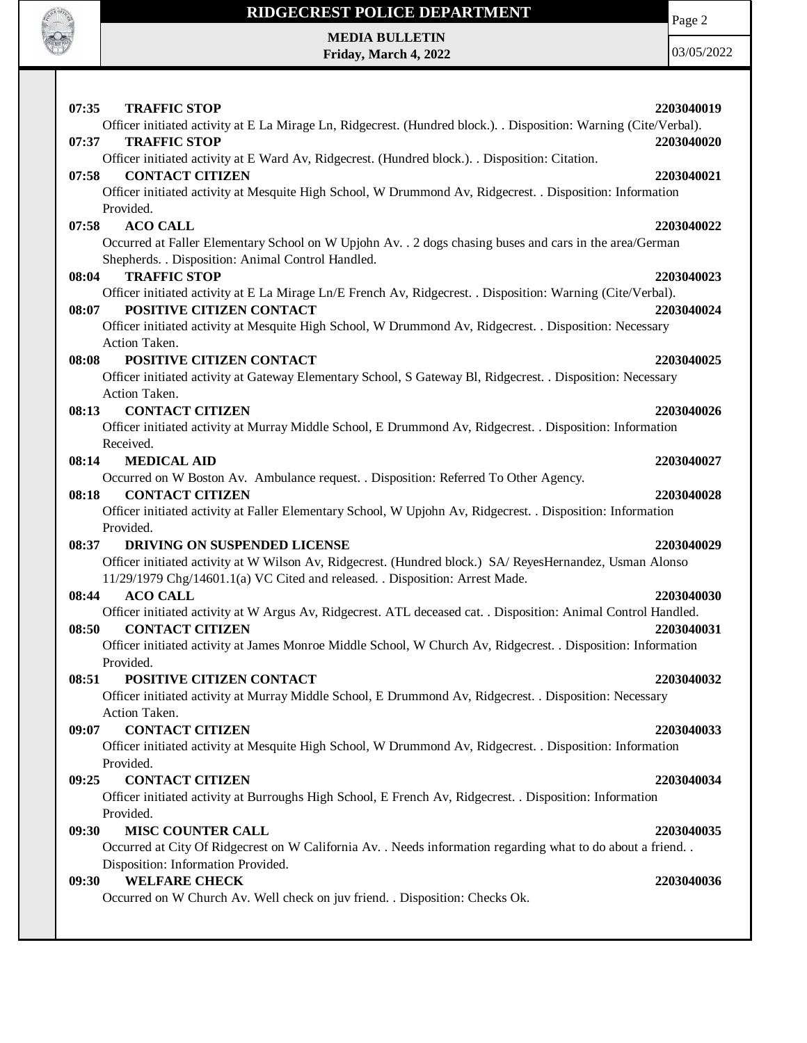**07:35 TRAFFIC STOP** **2203040019**

Officer initiated activity at E La Mirage Ln, Ridgecrest. (Hundred block.). . Disposition: Warning (Cite/Verbal).

**07:37 TRAFFIC STOP** **2203040020**

Officer initiated activity at E Ward Av, Ridgecrest. (Hundred block.). . Disposition: Citation.

**07:58 CONTACT CITIZEN** **2203040021**

Officer initiated activity at Mesquite High School, W Drummond Av, Ridgecrest. . Disposition: Information Provided.

**07:58 ACO CALL** **2203040022**

Occurred at Faller Elementary School on W Upjohn Av. . 2 dogs chasing buses and cars in the area/German Shepherds. . Disposition: Animal Control Handled.

**08:04 TRAFFIC STOP** **2203040023**

Officer initiated activity at E La Mirage Ln/E French Av, Ridgecrest. . Disposition: Warning (Cite/Verbal).

**08:07 POSITIVE CITIZEN CONTACT** **2203040024**

Officer initiated activity at Mesquite High School, W Drummond Av, Ridgecrest. . Disposition: Necessary Action Taken.

**08:08 POSITIVE CITIZEN CONTACT** **2203040025**

Officer initiated activity at Gateway Elementary School, S Gateway Bl, Ridgecrest. . Disposition: Necessary Action Taken.

**08:13 CONTACT CITIZEN** **2203040026**

Officer initiated activity at Murray Middle School, E Drummond Av, Ridgecrest. . Disposition: Information Received.

**08:14 MEDICAL AID** **2203040027**

Occurred on W Boston Av. Ambulance request. . Disposition: Referred To Other Agency.

**08:18 CONTACT CITIZEN** **2203040028**

Officer initiated activity at Faller Elementary School, W Upjohn Av, Ridgecrest. . Disposition: Information Provided.

**08:37 DRIVING ON SUSPENDED LICENSE** **2203040029**

Officer initiated activity at W Wilson Av, Ridgecrest. (Hundred block.) SA/ ReyesHernandez, Usman Alonso 11/29/1979 Chg/14601.1(a) VC Cited and released. . Disposition: Arrest Made.

**08:44 ACO CALL** **2203040030**

Officer initiated activity at W Argus Av, Ridgecrest. ATL deceased cat. . Disposition: Animal Control Handled.

**08:50 CONTACT CITIZEN** **2203040031**

Officer initiated activity at James Monroe Middle School, W Church Av, Ridgecrest. . Disposition: Information Provided.

**08:51 POSITIVE CITIZEN CONTACT** **2203040032**

Officer initiated activity at Murray Middle School, E Drummond Av, Ridgecrest. . Disposition: Necessary Action Taken.

**09:07 CONTACT CITIZEN** **2203040033**

Officer initiated activity at Mesquite High School, W Drummond Av, Ridgecrest. . Disposition: Information Provided.

**09:25 CONTACT CITIZEN** **2203040034**

Officer initiated activity at Burroughs High School, E French Av, Ridgecrest. . Disposition: Information Provided.

**09:30 MISC COUNTER CALL** **2203040035**

Occurred at City Of Ridgecrest on W California Av. . Needs information regarding what to do about a friend. . Disposition: Information Provided.

**09:30 WELFARE CHECK** **2203040036**

Occurred on W Church Av. Well check on juv friend. . Disposition: Checks Ok.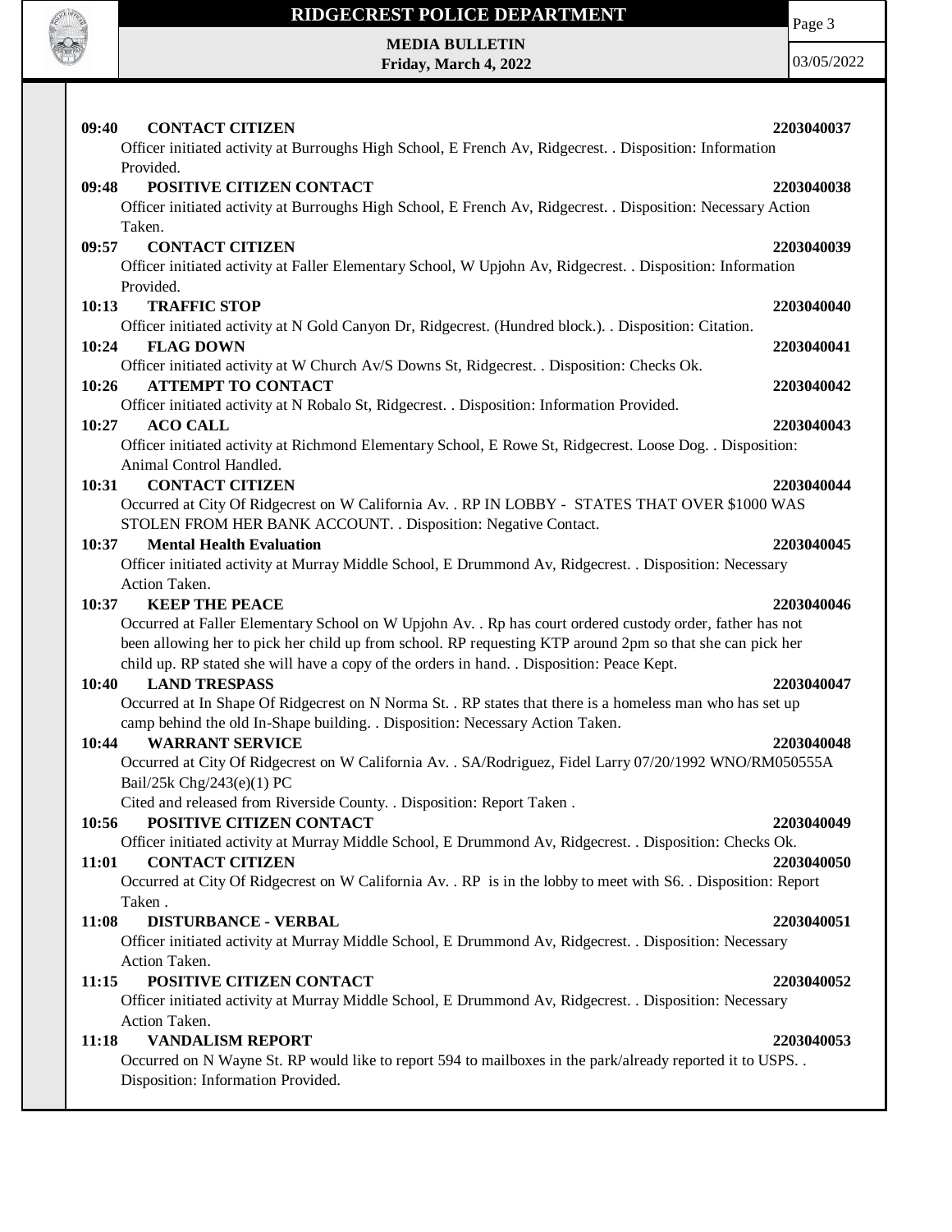**09:40 CONTACT CITIZEN** 2203040037
Officer initiated activity at Burroughs High School, E French Av, Ridgecrest. . Disposition: Information Provided.

**09:48 POSITIVE CITIZEN CONTACT** 2203040038
Officer initiated activity at Burroughs High School, E French Av, Ridgecrest. . Disposition: Necessary Action Taken.

**09:57 CONTACT CITIZEN** 2203040039
Officer initiated activity at Faller Elementary School, W Upjohn Av, Ridgecrest. . Disposition: Information Provided.

**10:13 TRAFFIC STOP** 2203040040
Officer initiated activity at N Gold Canyon Dr, Ridgecrest. (Hundred block.). . Disposition: Citation.

**10:24 FLAG DOWN** 2203040041
Officer initiated activity at W Church Av/S Downs St, Ridgecrest. . Disposition: Checks Ok.

**10:26 ATTEMPT TO CONTACT** 2203040042
Officer initiated activity at N Robalo St, Ridgecrest. . Disposition: Information Provided.

**10:27 ACO CALL** 2203040043
Officer initiated activity at Richmond Elementary School, E Rowe St, Ridgecrest. Loose Dog. . Disposition: Animal Control Handled.

**10:31 CONTACT CITIZEN** 2203040044
Occurred at City Of Ridgecrest on W California Av. . RP IN LOBBY - STATES THAT OVER $1000 WAS STOLEN FROM HER BANK ACCOUNT. . Disposition: Negative Contact.

**10:37 Mental Health Evaluation** 2203040045
Officer initiated activity at Murray Middle School, E Drummond Av, Ridgecrest. . Disposition: Necessary Action Taken.

**10:37 KEEP THE PEACE** 2203040046
Occurred at Faller Elementary School on W Upjohn Av. . Rp has court ordered custody order, father has not been allowing her to pick her child up from school. RP requesting KTP around 2pm so that she can pick her child up. RP stated she will have a copy of the orders in hand. . Disposition: Peace Kept.

**10:40 LAND TRESPASS** 2203040047
Occurred at In Shape Of Ridgecrest on N Norma St. . RP states that there is a homeless man who has set up camp behind the old In-Shape building. . Disposition: Necessary Action Taken.

**10:44 WARRANT SERVICE** 2203040048
Occurred at City Of Ridgecrest on W California Av. . SA/Rodriguez, Fidel Larry 07/20/1992 WNO/RM050555A Bail/25k Chg/243(e)(1) PC
Cited and released from Riverside County. . Disposition: Report Taken .

**10:56 POSITIVE CITIZEN CONTACT** 2203040049
Officer initiated activity at Murray Middle School, E Drummond Av, Ridgecrest. . Disposition: Checks Ok.

**11:01 CONTACT CITIZEN** 2203040050
Occurred at City Of Ridgecrest on W California Av. . RP is in the lobby to meet with S6. . Disposition: Report Taken .

**11:08 DISTURBANCE - VERBAL** 2203040051
Officer initiated activity at Murray Middle School, E Drummond Av, Ridgecrest. . Disposition: Necessary Action Taken.

**11:15 POSITIVE CITIZEN CONTACT** 2203040052
Officer initiated activity at Murray Middle School, E Drummond Av, Ridgecrest. . Disposition: Necessary Action Taken.

**11:18 VANDALISM REPORT** 2203040053
Occurred on N Wayne St. RP would like to report 594 to mailboxes in the park/already reported it to USPS. . Disposition: Information Provided.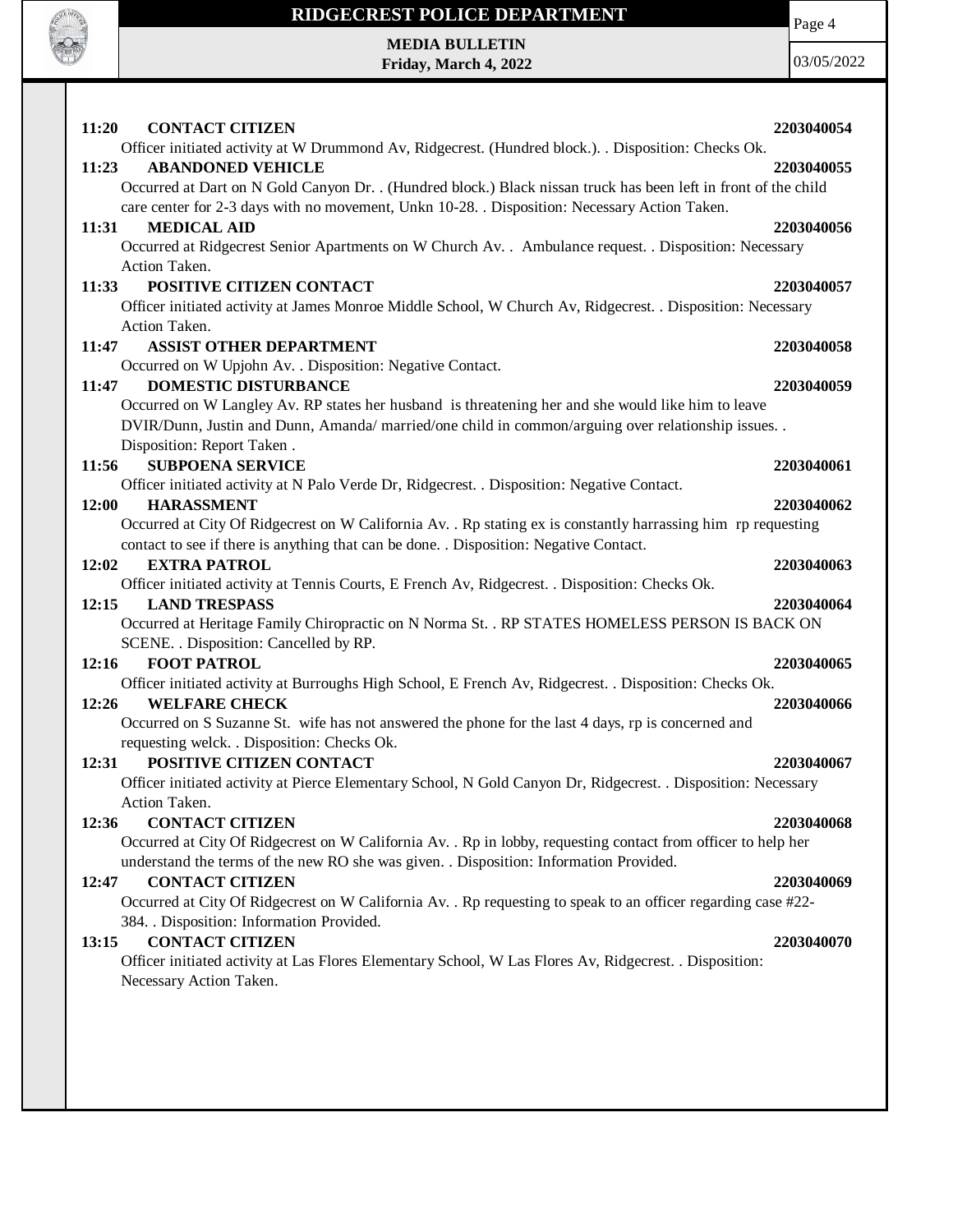**11:20 CONTACT CITIZEN** 2203040054

Officer initiated activity at W Drummond Av, Ridgecrest. (Hundred block.). . Disposition: Checks Ok.

**11:23 ABANDONED VEHICLE** 2203040055

Occurred at Dart on N Gold Canyon Dr. . (Hundred block.) Black nissan truck has been left in front of the child care center for 2-3 days with no movement, Unkn 10-28. . Disposition: Necessary Action Taken.

**11:31 MEDICAL AID** 2203040056

Occurred at Ridgecrest Senior Apartments on W Church Av. . Ambulance request. . Disposition: Necessary Action Taken.

**11:33 POSITIVE CITIZEN CONTACT** 2203040057

Officer initiated activity at James Monroe Middle School, W Church Av, Ridgecrest. . Disposition: Necessary Action Taken.

**11:47 ASSIST OTHER DEPARTMENT** 2203040058

Occurred on W Upjohn Av. . Disposition: Negative Contact.

**11:47 DOMESTIC DISTURBANCE** 2203040059

Occurred on W Langley Av. RP states her husband is threatening her and she would like him to leave DVIR/Dunn, Justin and Dunn, Amanda/ married/one child in common/arguing over relationship issues. . Disposition: Report Taken .

**11:56 SUBPOENA SERVICE** 2203040061

Officer initiated activity at N Palo Verde Dr, Ridgecrest. . Disposition: Negative Contact.

**12:00 HARASSMENT** 2203040062

Occurred at City Of Ridgecrest on W California Av. . Rp stating ex is constantly harrassing him rp requesting contact to see if there is anything that can be done. . Disposition: Negative Contact.

**12:02 EXTRA PATROL** 2203040063

Officer initiated activity at Tennis Courts, E French Av, Ridgecrest. . Disposition: Checks Ok.

**12:15 LAND TRESPASS** 2203040064

Occurred at Heritage Family Chiropractic on N Norma St. . RP STATES HOMELESS PERSON IS BACK ON SCENE. . Disposition: Cancelled by RP.

**12:16 FOOT PATROL** 2203040065

Officer initiated activity at Burroughs High School, E French Av, Ridgecrest. . Disposition: Checks Ok.

**12:26 WELFARE CHECK** 2203040066

Occurred on S Suzanne St. wife has not answered the phone for the last 4 days, rp is concerned and requesting welck. . Disposition: Checks Ok.

**12:31 POSITIVE CITIZEN CONTACT** 2203040067

Officer initiated activity at Pierce Elementary School, N Gold Canyon Dr, Ridgecrest. . Disposition: Necessary Action Taken.

**12:36 CONTACT CITIZEN** 2203040068

Occurred at City Of Ridgecrest on W California Av. . Rp in lobby, requesting contact from officer to help her understand the terms of the new RO she was given. . Disposition: Information Provided.

**12:47 CONTACT CITIZEN** 2203040069

Occurred at City Of Ridgecrest on W California Av. . Rp requesting to speak to an officer regarding case #22-384. . Disposition: Information Provided.

**13:15 CONTACT CITIZEN** 2203040070

Officer initiated activity at Las Flores Elementary School, W Las Flores Av, Ridgecrest. . Disposition: Necessary Action Taken.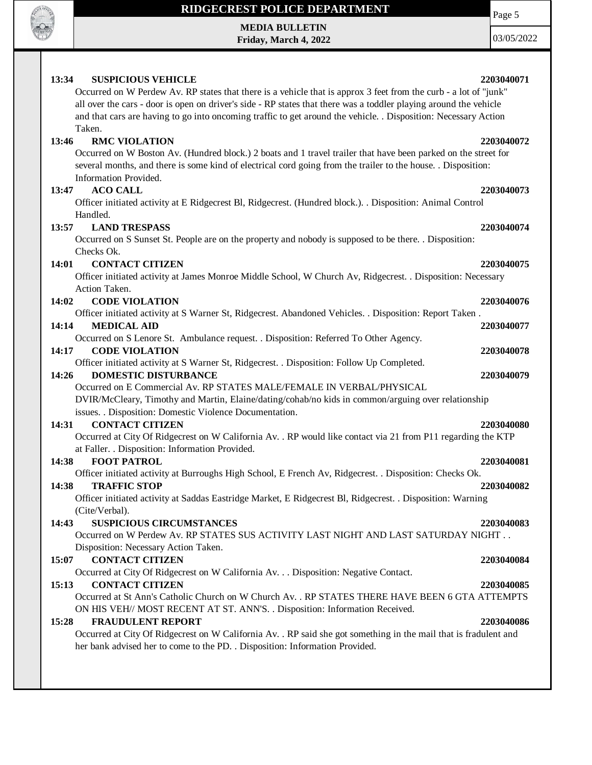**13:34 SUSPICIOUS VEHICLE** **2203040071**

Occurred on W Perdew Av. RP states that there is a vehicle that is approx 3 feet from the curb - a lot of "junk" all over the cars - door is open on driver's side - RP states that there was a toddler playing around the vehicle and that cars are having to go into oncoming traffic to get around the vehicle. . Disposition: Necessary Action Taken.

**13:46 RMC VIOLATION** **2203040072**

Occurred on W Boston Av. (Hundred block.) 2 boats and 1 travel trailer that have been parked on the street for several months, and there is some kind of electrical cord going from the trailer to the house. . Disposition: Information Provided.

**13:47 ACO CALL** **2203040073**

Officer initiated activity at E Ridgecrest Bl, Ridgecrest. (Hundred block.). . Disposition: Animal Control Handled.

**13:57 LAND TRESPASS** **2203040074**

Occurred on S Sunset St. People are on the property and nobody is supposed to be there. . Disposition: Checks Ok.

**14:01 CONTACT CITIZEN** **2203040075**

Officer initiated activity at James Monroe Middle School, W Church Av, Ridgecrest. . Disposition: Necessary Action Taken.

**14:02 CODE VIOLATION** **2203040076**

Officer initiated activity at S Warner St, Ridgecrest. Abandoned Vehicles. . Disposition: Report Taken .

**14:14 MEDICAL AID** **2203040077**

Occurred on S Lenore St. Ambulance request. . Disposition: Referred To Other Agency.

**14:17 CODE VIOLATION** **2203040078**

Officer initiated activity at S Warner St, Ridgecrest. . Disposition: Follow Up Completed.

**14:26 DOMESTIC DISTURBANCE** **2203040079**

Occurred on E Commercial Av. RP STATES MALE/FEMALE IN VERBAL/PHYSICAL DVIR/McCleary, Timothy and Martin, Elaine/dating/cohab/no kids in common/arguing over relationship issues. . Disposition: Domestic Violence Documentation.

**14:31 CONTACT CITIZEN** **2203040080**

Occurred at City Of Ridgecrest on W California Av. . RP would like contact via 21 from P11 regarding the KTP at Faller. . Disposition: Information Provided.

**14:38 FOOT PATROL** **2203040081**

Officer initiated activity at Burroughs High School, E French Av, Ridgecrest. . Disposition: Checks Ok.

**14:38 TRAFFIC STOP** **2203040082**

Officer initiated activity at Saddas Eastridge Market, E Ridgecrest Bl, Ridgecrest. . Disposition: Warning (Cite/Verbal).

**14:43 SUSPICIOUS CIRCUMSTANCES** **2203040083**

Occurred on W Perdew Av. RP STATES SUS ACTIVITY LAST NIGHT AND LAST SATURDAY NIGHT . . Disposition: Necessary Action Taken.

**15:07 CONTACT CITIZEN** **2203040084**

Occurred at City Of Ridgecrest on W California Av. . . Disposition: Negative Contact.

**15:13 CONTACT CITIZEN** **2203040085**

Occurred at St Ann's Catholic Church on W Church Av. . RP STATES THERE HAVE BEEN 6 GTA ATTEMPTS ON HIS VEH// MOST RECENT AT ST. ANN'S. . Disposition: Information Received.

**15:28 FRAUDULENT REPORT** **2203040086**

Occurred at City Of Ridgecrest on W California Av. . RP said she got something in the mail that is fradulent and her bank advised her to come to the PD. . Disposition: Information Provided.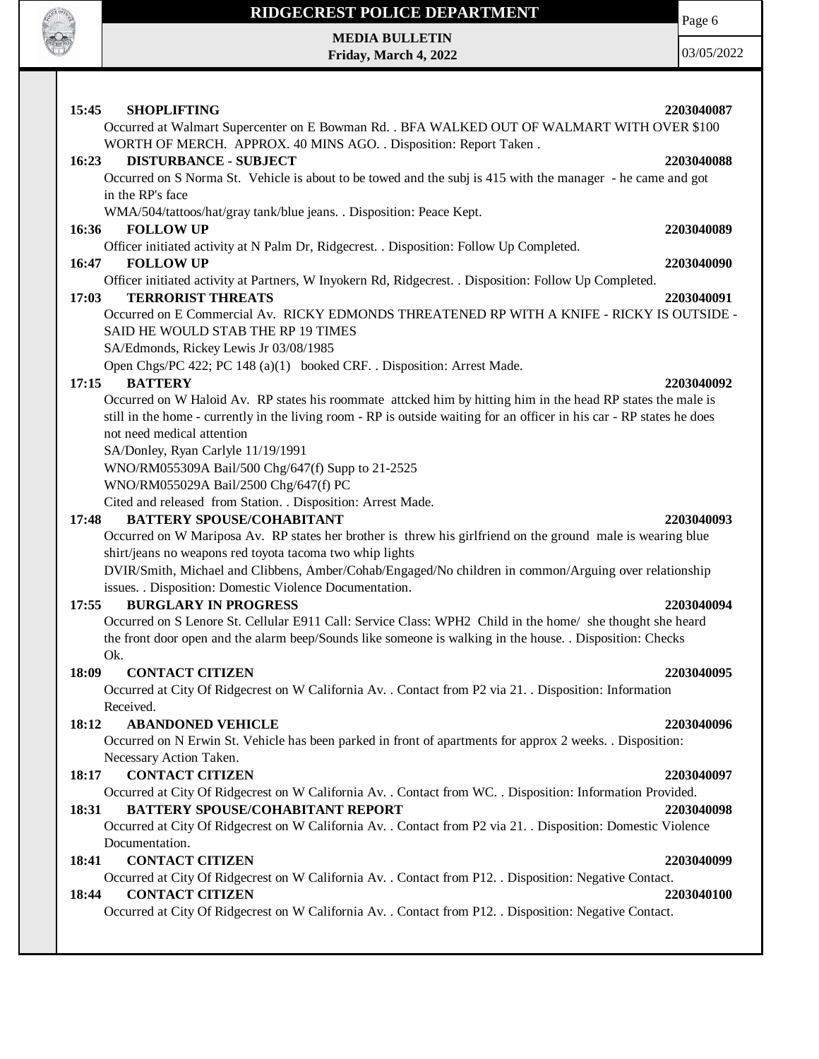**15:45 SHOPLIFTING** 2203040087

Occurred at Walmart Supercenter on E Bowman Rd. . BFA WALKED OUT OF WALMART WITH OVER $100 WORTH OF MERCH. APPROX. 40 MINS AGO. . Disposition: Report Taken .

**16:23 DISTURBANCE - SUBJECT** 2203040088

Occurred on S Norma St. Vehicle is about to be towed and the subj is 415 with the manager - he came and got in the RP's face

WMA/504/tattoos/hat/gray tank/blue jeans. . Disposition: Peace Kept.

**16:36 FOLLOW UP** 2203040089

Officer initiated activity at N Palm Dr, Ridgecrest. . Disposition: Follow Up Completed.

**16:47 FOLLOW UP** 2203040090

Officer initiated activity at Partners, W Inyokern Rd, Ridgecrest. . Disposition: Follow Up Completed.

**17:03 TERRORIST THREATS** 2203040091

Occurred on E Commercial Av. RICKY EDMONDS THREATENED RP WITH A KNIFE - RICKY IS OUTSIDE - SAID HE WOULD STAB THE RP 19 TIMES

SA/Edmonds, Rickey Lewis Jr 03/08/1985

Open Chgs/PC 422; PC 148 (a)(1) booked CRF. . Disposition: Arrest Made.

**17:15 BATTERY** 2203040092

Occurred on W Haloid Av. RP states his roommate attcked him by hitting him in the head RP states the male is still in the home - currently in the living room - RP is outside waiting for an officer in his car - RP states he does not need medical attention

SA/Donley, Ryan Carlyle 11/19/1991

WNO/RM055309A Bail/500 Chg/647(f) Supp to 21-2525

WNO/RM055029A Bail/2500 Chg/647(f) PC

Cited and released from Station. . Disposition: Arrest Made.

**17:48 BATTERY SPOUSE/COHABITANT** 2203040093

Occurred on W Mariposa Av. RP states her brother is threw his girlfriend on the ground male is wearing blue shirt/jeans no weapons red toyota tacoma two whip lights

DVIR/Smith, Michael and Clibbens, Amber/Cohab/Engaged/No children in common/Arguing over relationship issues. . Disposition: Domestic Violence Documentation.

**17:55 BURGLARY IN PROGRESS** 2203040094

Occurred on S Lenore St. Cellular E911 Call: Service Class: WPH2 Child in the home/ she thought she heard the front door open and the alarm beep/Sounds like someone is walking in the house. . Disposition: Checks Ok.

**18:09 CONTACT CITIZEN** 2203040095

Occurred at City Of Ridgecrest on W California Av. . Contact from P2 via 21. . Disposition: Information Received.

**18:12 ABANDONED VEHICLE** 2203040096

Occurred on N Erwin St. Vehicle has been parked in front of apartments for approx 2 weeks. . Disposition: Necessary Action Taken.

**18:17 CONTACT CITIZEN** 2203040097

Occurred at City Of Ridgecrest on W California Av. . Contact from WC. . Disposition: Information Provided.

**18:31 BATTERY SPOUSE/COHABITANT REPORT** 2203040098

Occurred at City Of Ridgecrest on W California Av. . Contact from P2 via 21. . Disposition: Domestic Violence Documentation.

**18:41 CONTACT CITIZEN** 2203040099

Occurred at City Of Ridgecrest on W California Av. . Contact from P12. . Disposition: Negative Contact.

**18:44 CONTACT CITIZEN** 2203040100

Occurred at City Of Ridgecrest on W California Av. . Contact from P12. . Disposition: Negative Contact.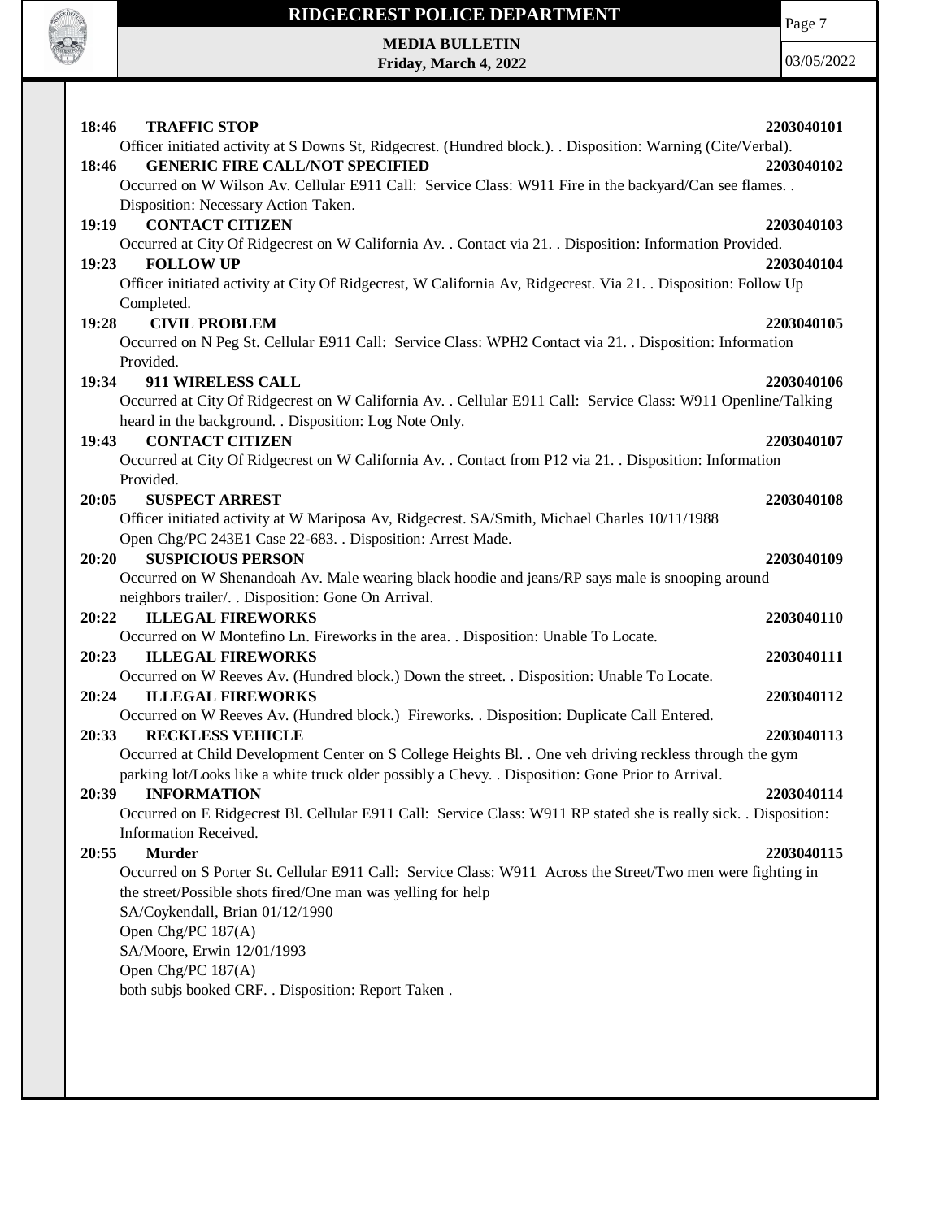**18:46 TRAFFIC STOP** **2203040101**

Officer initiated activity at S Downs St, Ridgecrest. (Hundred block.). . Disposition: Warning (Cite/Verbal).

**18:46 GENERIC FIRE CALL/NOT SPECIFIED** **2203040102**

Occurred on W Wilson Av. Cellular E911 Call: Service Class: W911 Fire in the backyard/Can see flames. . Disposition: Necessary Action Taken.

**19:19 CONTACT CITIZEN** **2203040103**

Occurred at City Of Ridgecrest on W California Av. . Contact via 21. . Disposition: Information Provided.

**19:23 FOLLOW UP** **2203040104**

Officer initiated activity at City Of Ridgecrest, W California Av, Ridgecrest. Via 21. . Disposition: Follow Up Completed.

**19:28 CIVIL PROBLEM** **2203040105**

Occurred on N Peg St. Cellular E911 Call: Service Class: WPH2 Contact via 21. . Disposition: Information Provided.

**19:34 911 WIRELESS CALL** **2203040106**

Occurred at City Of Ridgecrest on W California Av. . Cellular E911 Call: Service Class: W911 Openline/Talking heard in the background. . Disposition: Log Note Only.

**19:43 CONTACT CITIZEN** **2203040107**

Occurred at City Of Ridgecrest on W California Av. . Contact from P12 via 21. . Disposition: Information Provided.

**20:05 SUSPECT ARREST** **2203040108**

Officer initiated activity at W Mariposa Av, Ridgecrest. SA/Smith, Michael Charles 10/11/1988
Open Chg/PC 243E1 Case 22-683. . Disposition: Arrest Made.

**20:20 SUSPICIOUS PERSON** **2203040109**

Occurred on W Shenandoah Av. Male wearing black hoodie and jeans/RP says male is snooping around neighbors trailer/. . Disposition: Gone On Arrival.

**20:22 ILLEGAL FIREWORKS** **2203040110**

Occurred on W Montefino Ln. Fireworks in the area. . Disposition: Unable To Locate.

**20:23 ILLEGAL FIREWORKS** **2203040111**

Occurred on W Reeves Av. (Hundred block.) Down the street. . Disposition: Unable To Locate.

**20:24 ILLEGAL FIREWORKS** **2203040112**

Occurred on W Reeves Av. (Hundred block.) Fireworks. . Disposition: Duplicate Call Entered.

**20:33 RECKLESS VEHICLE** **2203040113**

Occurred at Child Development Center on S College Heights Bl. . One veh driving reckless through the gym parking lot/Looks like a white truck older possibly a Chevy. . Disposition: Gone Prior to Arrival.

**20:39 INFORMATION** **2203040114**

Occurred on E Ridgecrest Bl. Cellular E911 Call: Service Class: W911 RP stated she is really sick. . Disposition: Information Received.

**20:55 Murder** **2203040115**

Occurred on S Porter St. Cellular E911 Call: Service Class: W911 Across the Street/Two men were fighting in the street/Possible shots fired/One man was yelling for help
SA/Coykendall, Brian 01/12/1990
Open Chg/PC 187(A)
SA/Moore, Erwin 12/01/1993
Open Chg/PC 187(A)
both subjs booked CRF. . Disposition: Report Taken .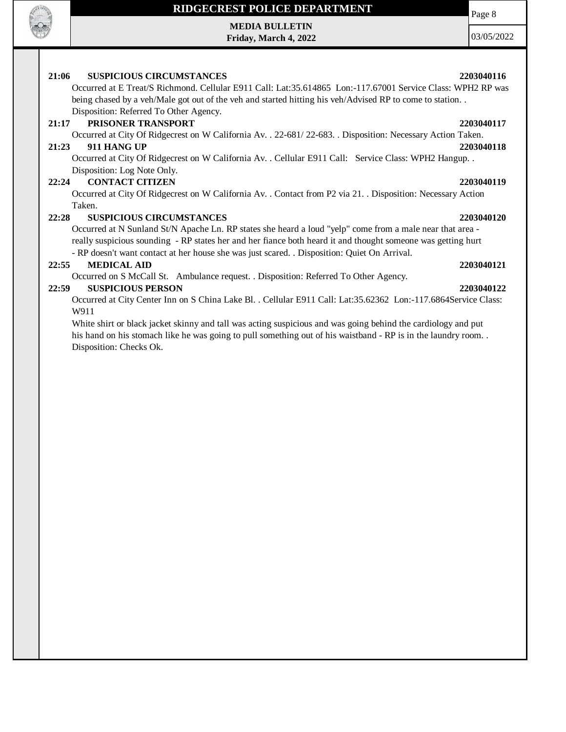**21:06 SUSPICIOUS CIRCUMSTANCES 2203040116**

Occurred at E Treat/S Richmond. Cellular E911 Call: Lat:35.614865 Lon:-117.67001 Service Class: WPH2 RP was being chased by a veh/Male got out of the veh and started hitting his veh/Advised RP to come to station. . Disposition: Referred To Other Agency.

**21:17 PRISONER TRANSPORT 2203040117**

Occurred at City Of Ridgecrest on W California Av. . 22-681/ 22-683. . Disposition: Necessary Action Taken.

**21:23 911 HANG UP 2203040118**

Occurred at City Of Ridgecrest on W California Av. . Cellular E911 Call: Service Class: WPH2 Hangup. . Disposition: Log Note Only.

**22:24 CONTACT CITIZEN 2203040119**

Occurred at City Of Ridgecrest on W California Av. . Contact from P2 via 21. . Disposition: Necessary Action Taken.

**22:28 SUSPICIOUS CIRCUMSTANCES 2203040120**

Occurred at N Sunland St/N Apache Ln. RP states she heard a loud "yelp" come from a male near that area - really suspicious sounding - RP states her and her fiance both heard it and thought someone was getting hurt - RP doesn't want contact at her house she was just scared. . Disposition: Quiet On Arrival.

**22:55 MEDICAL AID 2203040121**

Occurred on S McCall St. Ambulance request. . Disposition: Referred To Other Agency.

**22:59 SUSPICIOUS PERSON 2203040122**

Occurred at City Center Inn on S China Lake Bl. . Cellular E911 Call: Lat:35.62362 Lon:-117.6864Service Class: W911

White shirt or black jacket skinny and tall was acting suspicious and was going behind the cardiology and put his hand on his stomach like he was going to pull something out of his waistband - RP is in the laundry room. . Disposition: Checks Ok.